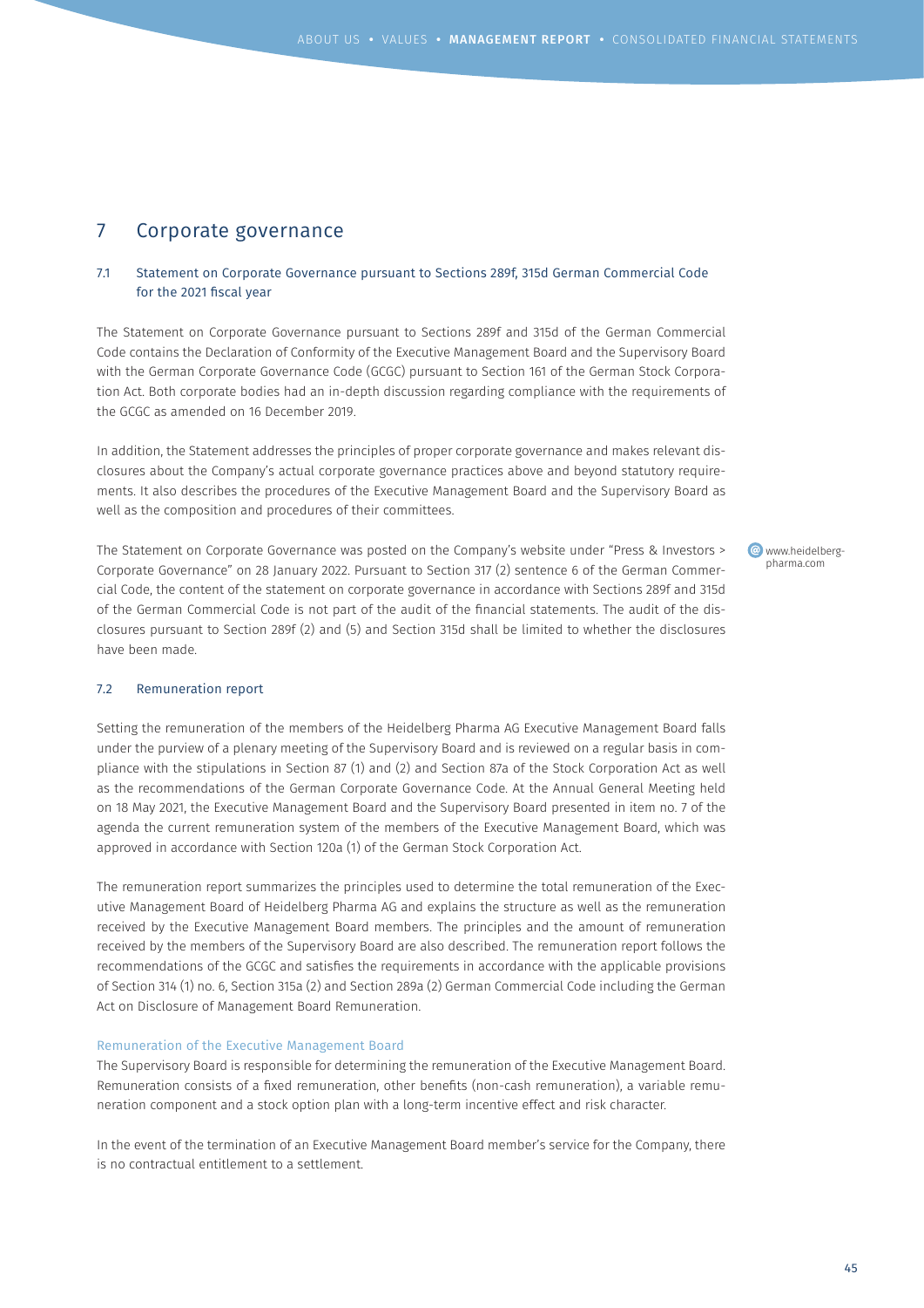# 7 Corporate governance

## 7.1 Statement on Corporate Governance pursuant to Sections 289f, 315d German Commercial Code for the 2021 fiscal year

The Statement on Corporate Governance pursuant to Sections 289f and 315d of the German Commercial Code contains the Declaration of Conformity of the Executive Management Board and the Supervisory Board with the German Corporate Governance Code (GCGC) pursuant to Section 161 of the German Stock Corporation Act. Both corporate bodies had an in-depth discussion regarding compliance with the requirements of the GCGC as amended on 16 December 2019.

In addition, the Statement addresses the principles of proper corporate governance and makes relevant disclosures about the Company's actual corporate governance practices above and beyond statutory requirements. It also describes the procedures of the Executive Management Board and the Supervisory Board as well as the composition and procedures of their committees.

The Statement on Corporate Governance was posted on the Company's website under "Press & Investors > Corporate Governance" on 28 January 2022. Pursuant to Section 317 (2) sentence 6 of the German Commercial Code, the content of the statement on corporate governance in accordance with Sections 289f and 315d of the German Commercial Code is not part of the audit of the financial statements. The audit of the disclosures pursuant to Section 289f (2) and (5) and Section 315d shall be limited to whether the disclosures have been made.

www.heidelberg-pharma.com

## 7.2 Remuneration report

Setting the remuneration of the members of the Heidelberg Pharma AG Executive Management Board falls under the purview of a plenary meeting of the Supervisory Board and is reviewed on a regular basis in compliance with the stipulations in Section 87 (1) and (2) and Section 87a of the Stock Corporation Act as well as the recommendations of the German Corporate Governance Code. At the Annual General Meeting held on 18 May 2021, the Executive Management Board and the Supervisory Board presented in item no. 7 of the agenda the current remuneration system of the members of the Executive Management Board, which was approved in accordance with Section 120a (1) of the German Stock Corporation Act.

The remuneration report summarizes the principles used to determine the total remuneration of the Executive Management Board of Heidelberg Pharma AG and explains the structure as well as the remuneration received by the Executive Management Board members. The principles and the amount of remuneration received by the members of the Supervisory Board are also described. The remuneration report follows the recommendations of the GCGC and satisfies the requirements in accordance with the applicable provisions of Section 314 (1) no. 6, Section 315a (2) and Section 289a (2) German Commercial Code including the German Act on Disclosure of Management Board Remuneration.

### Remuneration of the Executive Management Board

The Supervisory Board is responsible for determining the remuneration of the Executive Management Board. Remuneration consists of a fixed remuneration, other benefits (non-cash remuneration), a variable remuneration component and a stock option plan with a long-term incentive effect and risk character.

In the event of the termination of an Executive Management Board member's service for the Company, there is no contractual entitlement to a settlement.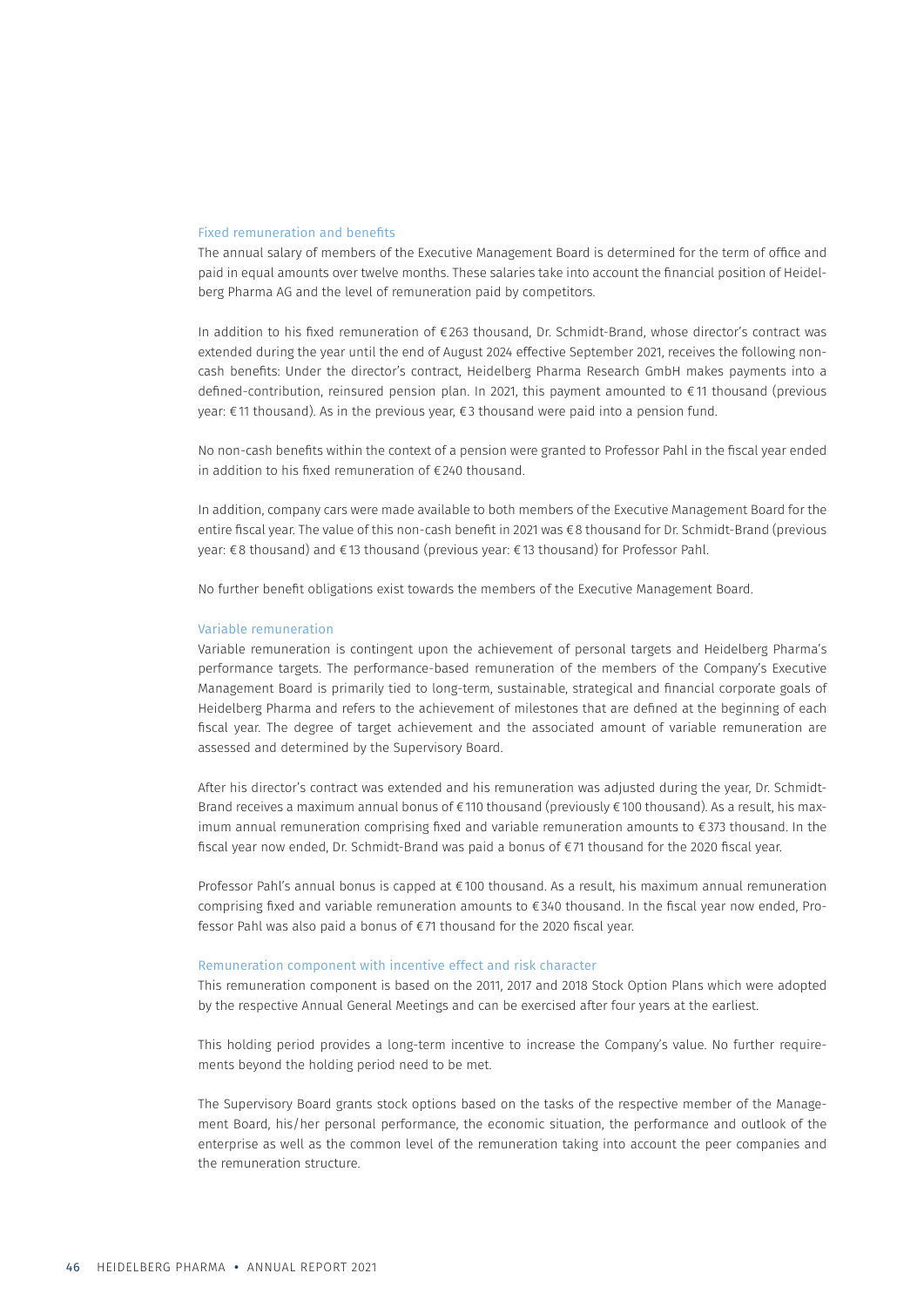### Fixed remuneration and benefits

The annual salary of members of the Executive Management Board is determined for the term of office and paid in equal amounts over twelve months. These salaries take into account the financial position of Heidelberg Pharma AG and the level of remuneration paid by competitors.

In addition to his fixed remuneration of €263 thousand, Dr. Schmidt-Brand, whose director's contract was extended during the year until the end of August 2024 effective September 2021, receives the following non-cash benefits: Under the director's contract, Heidelberg Pharma Research GmbH makes payments into a defined-contribution, reinsured pension plan. In 2021, this payment amounted to €11 thousand (previous year: €11 thousand). As in the previous year, €3 thousand were paid into a pension fund.

No non-cash benefits within the context of a pension were granted to Professor Pahl in the fiscal year ended in addition to his fixed remuneration of €240 thousand.

In addition, company cars were made available to both members of the Executive Management Board for the entire fiscal year. The value of this non-cash benefit in 2021 was €8 thousand for Dr. Schmidt-Brand (previous year: €8 thousand) and €13 thousand (previous year: €13 thousand) for Professor Pahl.

No further benefit obligations exist towards the members of the Executive Management Board.

### Variable remuneration

Variable remuneration is contingent upon the achievement of personal targets and Heidelberg Pharma's performance targets. The performance-based remuneration of the members of the Company's Executive Management Board is primarily tied to long-term, sustainable, strategical and financial corporate goals of Heidelberg Pharma and refers to the achievement of milestones that are defined at the beginning of each fiscal year. The degree of target achievement and the associated amount of variable remuneration are assessed and determined by the Supervisory Board.

After his director's contract was extended and his remuneration was adjusted during the year, Dr. Schmidt-Brand receives a maximum annual bonus of €110 thousand (previously €100 thousand). As a result, his maximum annual remuneration comprising fixed and variable remuneration amounts to €373 thousand. In the fiscal year now ended, Dr. Schmidt-Brand was paid a bonus of €71 thousand for the 2020 fiscal year.

Professor Pahl's annual bonus is capped at €100 thousand. As a result, his maximum annual remuneration comprising fixed and variable remuneration amounts to €340 thousand. In the fiscal year now ended, Professor Pahl was also paid a bonus of €71 thousand for the 2020 fiscal year.

### Remuneration component with incentive effect and risk character

This remuneration component is based on the 2011, 2017 and 2018 Stock Option Plans which were adopted by the respective Annual General Meetings and can be exercised after four years at the earliest.

This holding period provides a long-term incentive to increase the Company's value. No further requirements beyond the holding period need to be met.

The Supervisory Board grants stock options based on the tasks of the respective member of the Management Board, his/her personal performance, the economic situation, the performance and outlook of the enterprise as well as the common level of the remuneration taking into account the peer companies and the remuneration structure.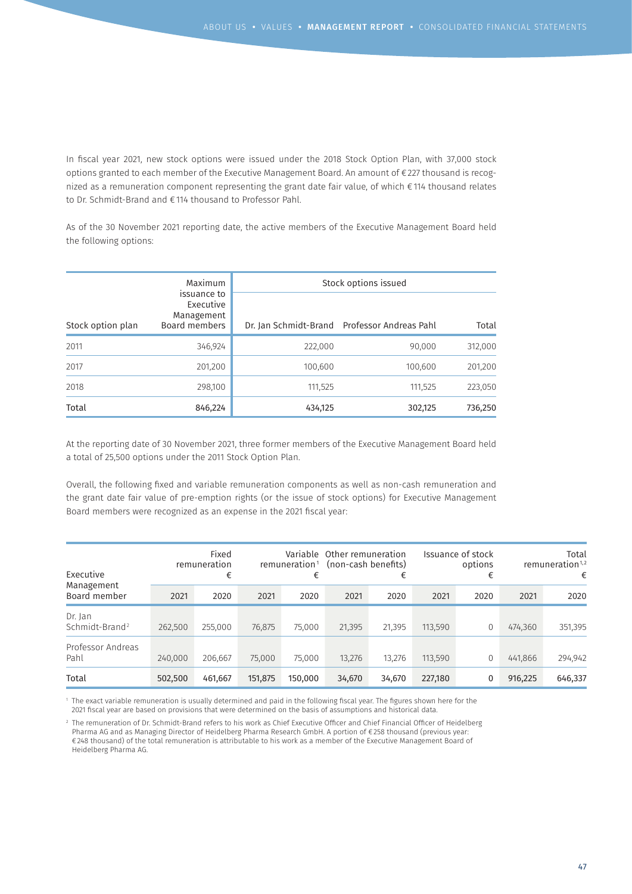In fiscal year 2021, new stock options were issued under the 2018 Stock Option Plan, with 37,000 stock options granted to each member of the Executive Management Board. An amount of € 227 thousand is recognized as a remuneration component representing the grant date fair value, of which € 114 thousand relates to Dr. Schmidt-Brand and € 114 thousand to Professor Pahl.

As of the 30 November 2021 reporting date, the active members of the Executive Management Board held the following options:

| Stock option plan | Maximum issuance to Executive Management Board members | Stock options issued | | |
|---|---|---|---|---|
| | | Dr. Jan Schmidt-Brand | Professor Andreas Pahl | Total |
| 2011 | 346,924 | 222,000 | 90,000 | 312,000 |
| 2017 | 201,200 | 100,600 | 100,600 | 201,200 |
| 2018 | 298,100 | 111,525 | 111,525 | 223,050 |
| **Total** | **846,224** | **434,125** | **302,125** | **736,250** |

At the reporting date of 30 November 2021, three former members of the Executive Management Board held a total of 25,500 options under the 2011 Stock Option Plan.

Overall, the following fixed and variable remuneration components as well as non-cash remuneration and the grant date fair value of pre-emption rights (or the issue of stock options) for Executive Management Board members were recognized as an expense in the 2021 fiscal year:

| Executive Management Board member | Fixed remuneration € | | Variable remuneration[1] € | | Other remuneration (non-cash benefits) € | | Issuance of stock options € | | Total remuneration[1,2] € | |
|---|---|---|---|---|---|---|---|---|---|---|
| | 2021 | 2020 | 2021 | 2020 | 2021 | 2020 | 2021 | 2020 | 2021 | 2020 |
| Dr. Jan Schmidt-Brand[2] | 262,500 | 255,000 | 76,875 | 75,000 | 21,395 | 21,395 | 113,590 | 0 | 474,360 | 351,395 |
| Professor Andreas Pahl | 240,000 | 206,667 | 75,000 | 75,000 | 13,276 | 13,276 | 113,590 | 0 | 441,866 | 294,942 |
| **Total** | **502,500** | **461,667** | **151,875** | **150,000** | **34,670** | **34,670** | **227,180** | **0** | **916,225** | **646,337** |

[1] The exact variable remuneration is usually determined and paid in the following fiscal year. The figures shown here for the 2021 fiscal year are based on provisions that were determined on the basis of assumptions and historical data.

[2] The remuneration of Dr. Schmidt-Brand refers to his work as Chief Executive Officer and Chief Financial Officer of Heidelberg Pharma AG and as Managing Director of Heidelberg Pharma Research GmbH. A portion of € 258 thousand (previous year: € 248 thousand) of the total remuneration is attributable to his work as a member of the Executive Management Board of Heidelberg Pharma AG.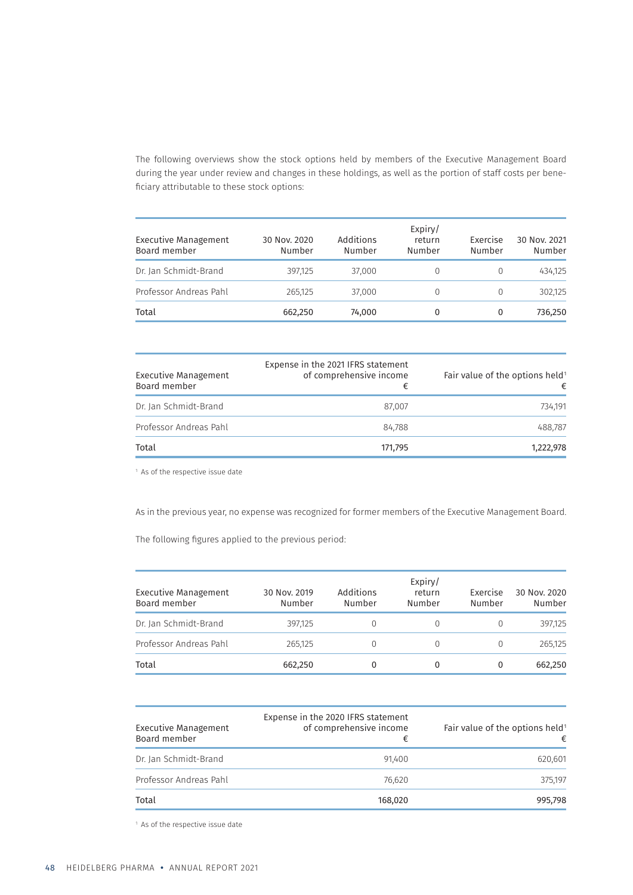The following overviews show the stock options held by members of the Executive Management Board during the year under review and changes in these holdings, as well as the portion of staff costs per beneficiary attributable to these stock options:

| Executive Management Board member | 30 Nov. 2020 Number | Additions Number | Expiry/ return Number | Exercise Number | 30 Nov. 2021 Number |
|---|---|---|---|---|---|
| Dr. Jan Schmidt-Brand | 397,125 | 37,000 | 0 | 0 | 434,125 |
| Professor Andreas Pahl | 265,125 | 37,000 | 0 | 0 | 302,125 |
| Total | 662,250 | 74,000 | 0 | 0 | 736,250 |

| Executive Management Board member | Expense in the 2021 IFRS statement of comprehensive income € | Fair value of the options held[1] € |
|---|---|---|
| Dr. Jan Schmidt-Brand | 87,007 | 734,191 |
| Professor Andreas Pahl | 84,788 | 488,787 |
| Total | 171,795 | 1,222,978 |

[1] As of the respective issue date

As in the previous year, no expense was recognized for former members of the Executive Management Board.

The following figures applied to the previous period:

| Executive Management Board member | 30 Nov. 2019 Number | Additions Number | Expiry/ return Number | Exercise Number | 30 Nov. 2020 Number |
|---|---|---|---|---|---|
| Dr. Jan Schmidt-Brand | 397,125 | 0 | 0 | 0 | 397,125 |
| Professor Andreas Pahl | 265,125 | 0 | 0 | 0 | 265,125 |
| Total | 662,250 | 0 | 0 | 0 | 662,250 |

| Executive Management Board member | Expense in the 2020 IFRS statement of comprehensive income € | Fair value of the options held[1] € |
|---|---|---|
| Dr. Jan Schmidt-Brand | 91,400 | 620,601 |
| Professor Andreas Pahl | 76,620 | 375,197 |
| Total | 168,020 | 995,798 |

[1] As of the respective issue date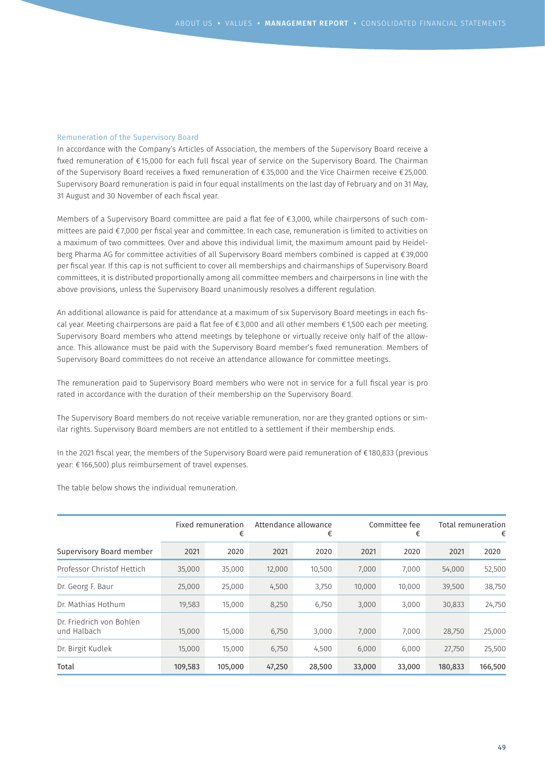### Remuneration of the Supervisory Board

In accordance with the Company's Articles of Association, the members of the Supervisory Board receive a fixed remuneration of €15,000 for each full fiscal year of service on the Supervisory Board. The Chairman of the Supervisory Board receives a fixed remuneration of €35,000 and the Vice Chairmen receive €25,000. Supervisory Board remuneration is paid in four equal installments on the last day of February and on 31 May, 31 August and 30 November of each fiscal year.

Members of a Supervisory Board committee are paid a flat fee of €3,000, while chairpersons of such committees are paid €7,000 per fiscal year and committee. In each case, remuneration is limited to activities on a maximum of two committees. Over and above this individual limit, the maximum amount paid by Heidelberg Pharma AG for committee activities of all Supervisory Board members combined is capped at €39,000 per fiscal year. If this cap is not sufficient to cover all memberships and chairmanships of Supervisory Board committees, it is distributed proportionally among all committee members and chairpersons in line with the above provisions, unless the Supervisory Board unanimously resolves a different regulation.

An additional allowance is paid for attendance at a maximum of six Supervisory Board meetings in each fiscal year. Meeting chairpersons are paid a flat fee of €3,000 and all other members €1,500 each per meeting. Supervisory Board members who attend meetings by telephone or virtually receive only half of the allowance. This allowance must be paid with the Supervisory Board member's fixed remuneration. Members of Supervisory Board committees do not receive an attendance allowance for committee meetings.

The remuneration paid to Supervisory Board members who were not in service for a full fiscal year is pro rated in accordance with the duration of their membership on the Supervisory Board.

The Supervisory Board members do not receive variable remuneration, nor are they granted options or similar rights. Supervisory Board members are not entitled to a settlement if their membership ends.

In the 2021 fiscal year, the members of the Supervisory Board were paid remuneration of €180,833 (previous year: €166,500) plus reimbursement of travel expenses.

The table below shows the individual remuneration.

| | Fixed remuneration € | | Attendance allowance € | | Committee fee € | | Total remuneration € | |
|---|---|---|---|---|---|---|---|---|
| Supervisory Board member | 2021 | 2020 | 2021 | 2020 | 2021 | 2020 | 2021 | 2020 |
| Professor Christof Hettich | 35,000 | 35,000 | 12,000 | 10,500 | 7,000 | 7,000 | 54,000 | 52,500 |
| Dr. Georg F. Baur | 25,000 | 25,000 | 4,500 | 3,750 | 10,000 | 10,000 | 39,500 | 38,750 |
| Dr. Mathias Hothum | 19,583 | 15,000 | 8,250 | 6,750 | 3,000 | 3,000 | 30,833 | 24,750 |
| Dr. Friedrich von Bohlen und Halbach | 15,000 | 15,000 | 6,750 | 3,000 | 7,000 | 7,000 | 28,750 | 25,000 |
| Dr. Birgit Kudlek | 15,000 | 15,000 | 6,750 | 4,500 | 6,000 | 6,000 | 27,750 | 25,500 |
| Total | 109,583 | 105,000 | 47,250 | 28,500 | 33,000 | 33,000 | 180,833 | 166,500 |